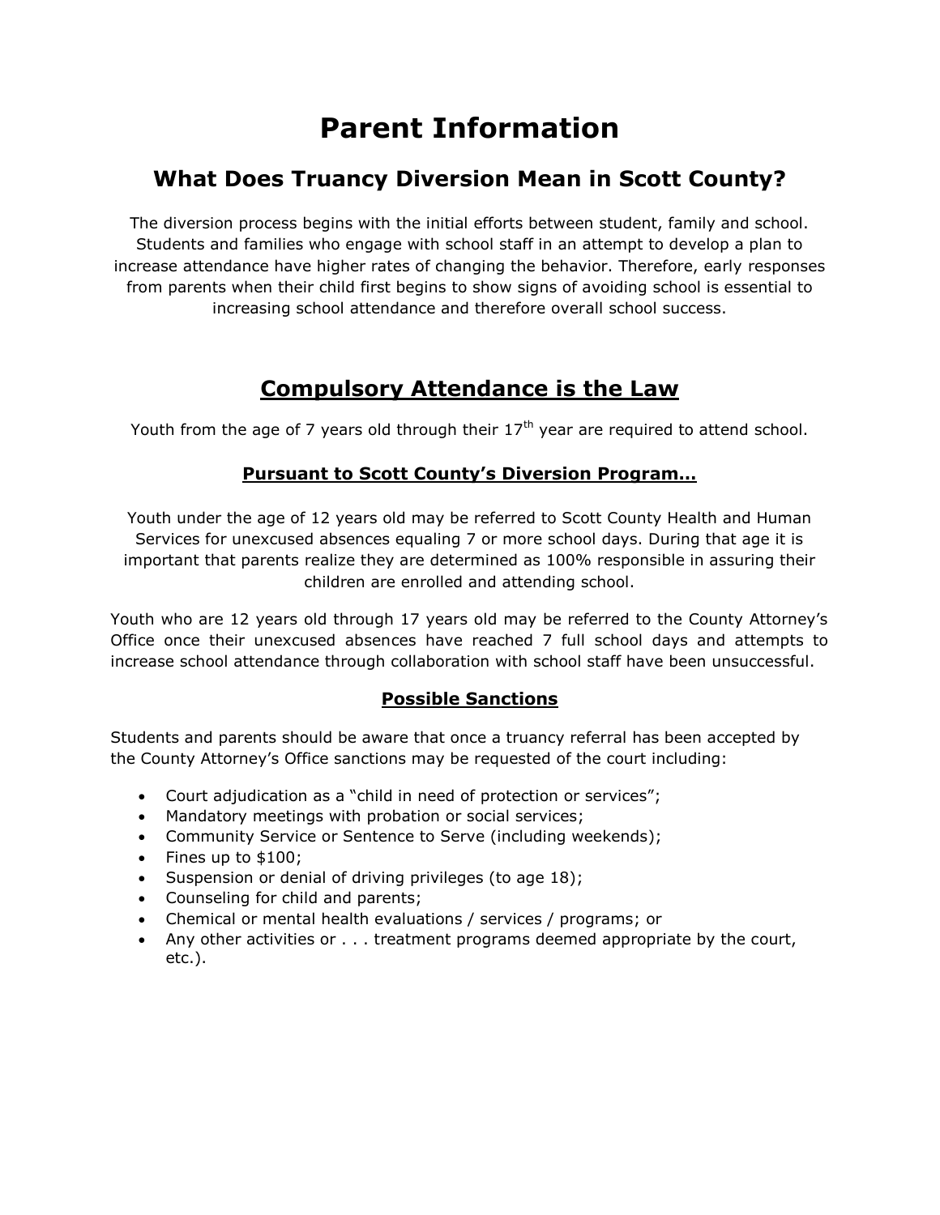# Parent Information

## What Does Truancy Diversion Mean in Scott County?

The diversion process begins with the initial efforts between student, family and school. Students and families who engage with school staff in an attempt to develop a plan to increase attendance have higher rates of changing the behavior. Therefore, early responses from parents when their child first begins to show signs of avoiding school is essential to increasing school attendance and therefore overall school success.

## Compulsory Attendance is the Law

Youth from the age of 7 years old through their 17th year are required to attend school.

### Pursuant to Scott County's Diversion Program…

Youth under the age of 12 years old may be referred to Scott County Health and Human Services for unexcused absences equaling 7 or more school days. During that age it is important that parents realize they are determined as 100% responsible in assuring their children are enrolled and attending school.

Youth who are 12 years old through 17 years old may be referred to the County Attorney's Office once their unexcused absences have reached 7 full school days and attempts to increase school attendance through collaboration with school staff have been unsuccessful.

### Possible Sanctions

Students and parents should be aware that once a truancy referral has been accepted by the County Attorney's Office sanctions may be requested of the court including:

- Court adjudication as a "child in need of protection or services";
- Mandatory meetings with probation or social services;
- Community Service or Sentence to Serve (including weekends);
- Fines up to $100;
- Suspension or denial of driving privileges (to age 18);
- Counseling for child and parents;
- Chemical or mental health evaluations / services / programs; or
- Any other activities or . . . treatment programs deemed appropriate by the court, etc.).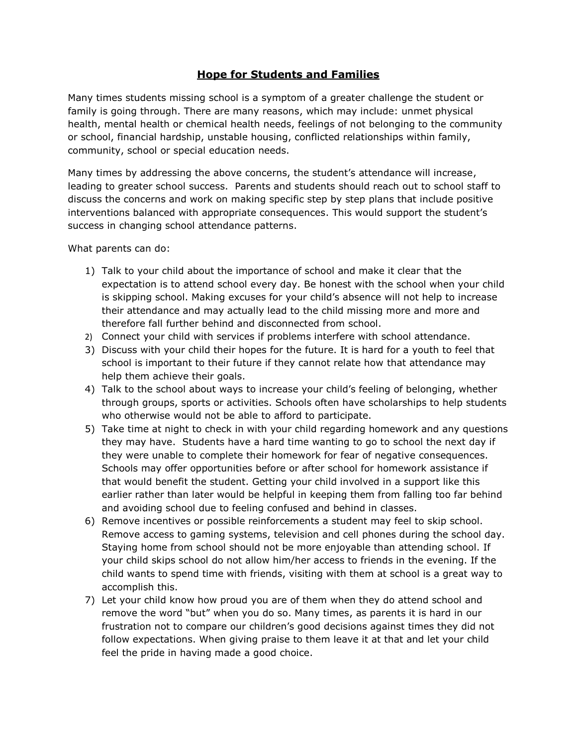# Hope for Students and Families

Many times students missing school is a symptom of a greater challenge the student or family is going through. There are many reasons, which may include: unmet physical health, mental health or chemical health needs, feelings of not belonging to the community or school, financial hardship, unstable housing, conflicted relationships within family, community, school or special education needs.

Many times by addressing the above concerns, the student's attendance will increase, leading to greater school success. Parents and students should reach out to school staff to discuss the concerns and work on making specific step by step plans that include positive interventions balanced with appropriate consequences. This would support the student's success in changing school attendance patterns.

What parents can do:

1) Talk to your child about the importance of school and make it clear that the expectation is to attend school every day. Be honest with the school when your child is skipping school. Making excuses for your child's absence will not help to increase their attendance and may actually lead to the child missing more and more and therefore fall further behind and disconnected from school.
2) Connect your child with services if problems interfere with school attendance.
3) Discuss with your child their hopes for the future. It is hard for a youth to feel that school is important to their future if they cannot relate how that attendance may help them achieve their goals.
4) Talk to the school about ways to increase your child's feeling of belonging, whether through groups, sports or activities. Schools often have scholarships to help students who otherwise would not be able to afford to participate.
5) Take time at night to check in with your child regarding homework and any questions they may have. Students have a hard time wanting to go to school the next day if they were unable to complete their homework for fear of negative consequences. Schools may offer opportunities before or after school for homework assistance if that would benefit the student. Getting your child involved in a support like this earlier rather than later would be helpful in keeping them from falling too far behind and avoiding school due to feeling confused and behind in classes.
6) Remove incentives or possible reinforcements a student may feel to skip school. Remove access to gaming systems, television and cell phones during the school day. Staying home from school should not be more enjoyable than attending school. If your child skips school do not allow him/her access to friends in the evening. If the child wants to spend time with friends, visiting with them at school is a great way to accomplish this.
7) Let your child know how proud you are of them when they do attend school and remove the word "but" when you do so. Many times, as parents it is hard in our frustration not to compare our children's good decisions against times they did not follow expectations. When giving praise to them leave it at that and let your child feel the pride in having made a good choice.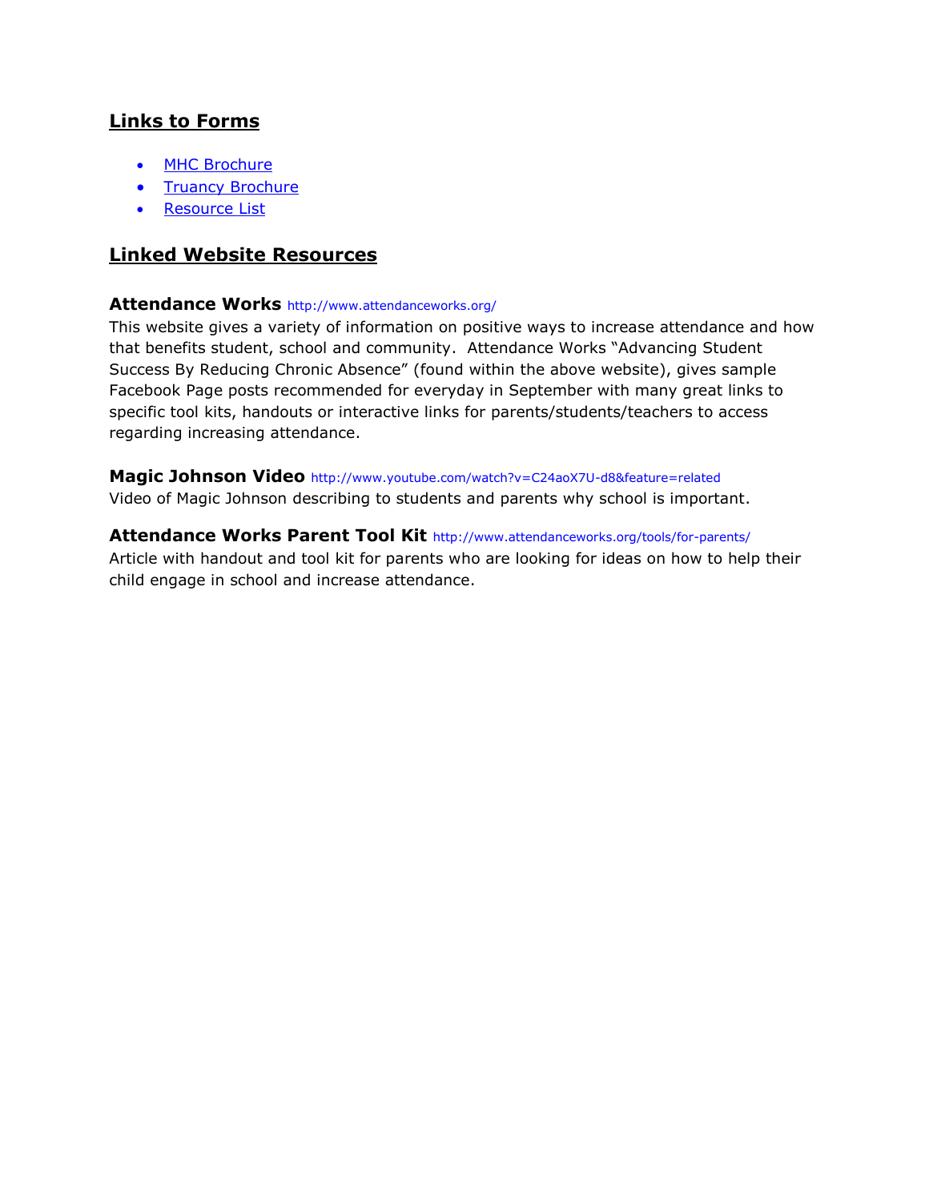## Links to Forms

- MHC Brochure
- Truancy Brochure
- Resource List

## Linked Website Resources

### Attendance Works http://www.attendanceworks.org/

This website gives a variety of information on positive ways to increase attendance and how that benefits student, school and community. Attendance Works "Advancing Student Success By Reducing Chronic Absence" (found within the above website), gives sample Facebook Page posts recommended for everyday in September with many great links to specific tool kits, handouts or interactive links for parents/students/teachers to access regarding increasing attendance.

### Magic Johnson Video http://www.youtube.com/watch?v=C24aoX7U-d8&feature=related

Video of Magic Johnson describing to students and parents why school is important.

### Attendance Works Parent Tool Kit http://www.attendanceworks.org/tools/for-parents/

Article with handout and tool kit for parents who are looking for ideas on how to help their child engage in school and increase attendance.